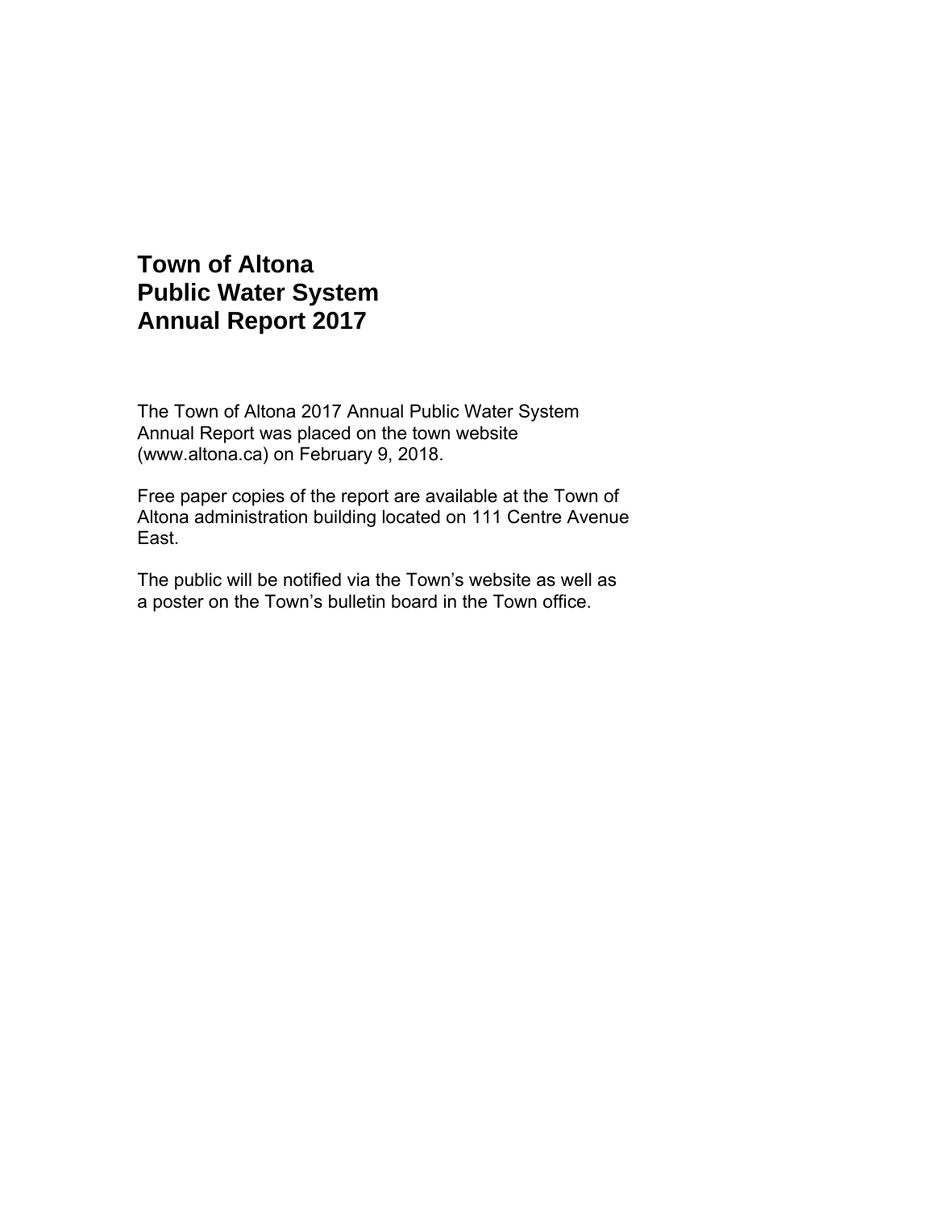# Town of Altona
# Public Water System
# Annual Report 2017

The Town of Altona 2017 Annual Public Water System Annual Report was placed on the town website (www.altona.ca) on February 9, 2018.

Free paper copies of the report are available at the Town of Altona administration building located on 111 Centre Avenue East.

The public will be notified via the Town's website as well as a poster on the Town's bulletin board in the Town office.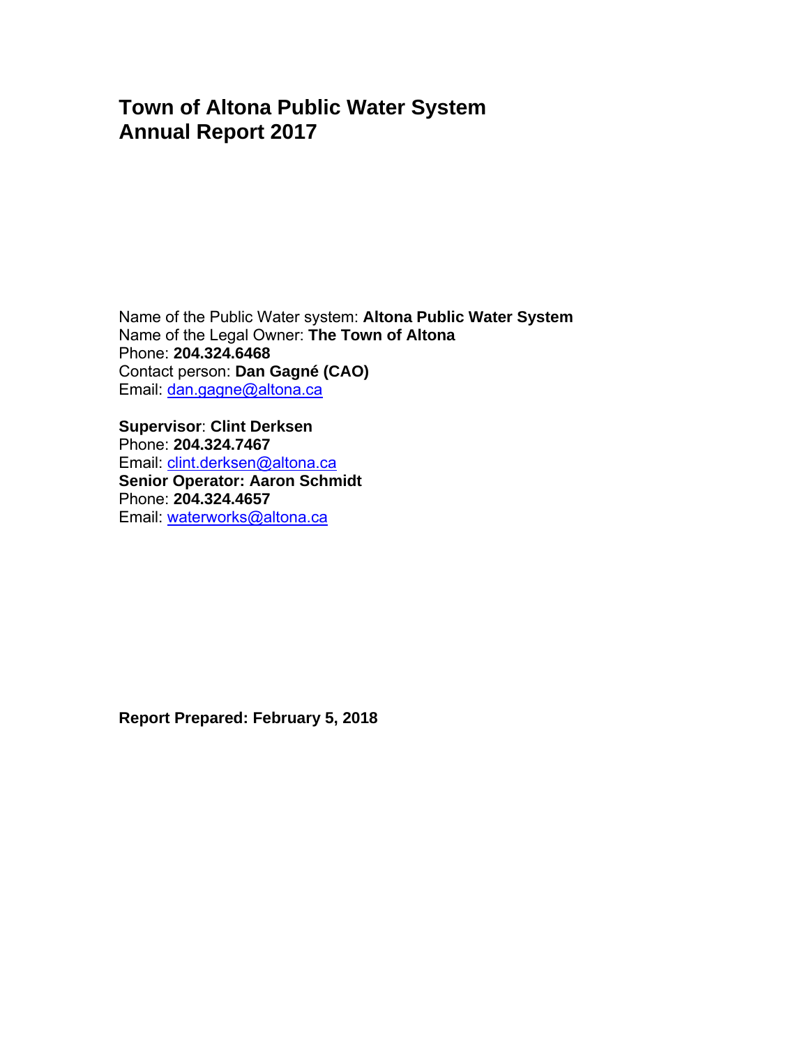# Town of Altona Public Water System
# Annual Report 2017

Name of the Public Water system: **Altona Public Water System**
Name of the Legal Owner: **The Town of Altona**
Phone: **204.324.6468**
Contact person: **Dan Gagné (CAO)**
Email: dan.gagne@altona.ca

**Supervisor**: **Clint Derksen**
Phone: **204.324.7467**
Email: clint.derksen@altona.ca
**Senior Operator: Aaron Schmidt**
Phone: **204.324.4657**
Email: waterworks@altona.ca

**Report Prepared: February 5, 2018**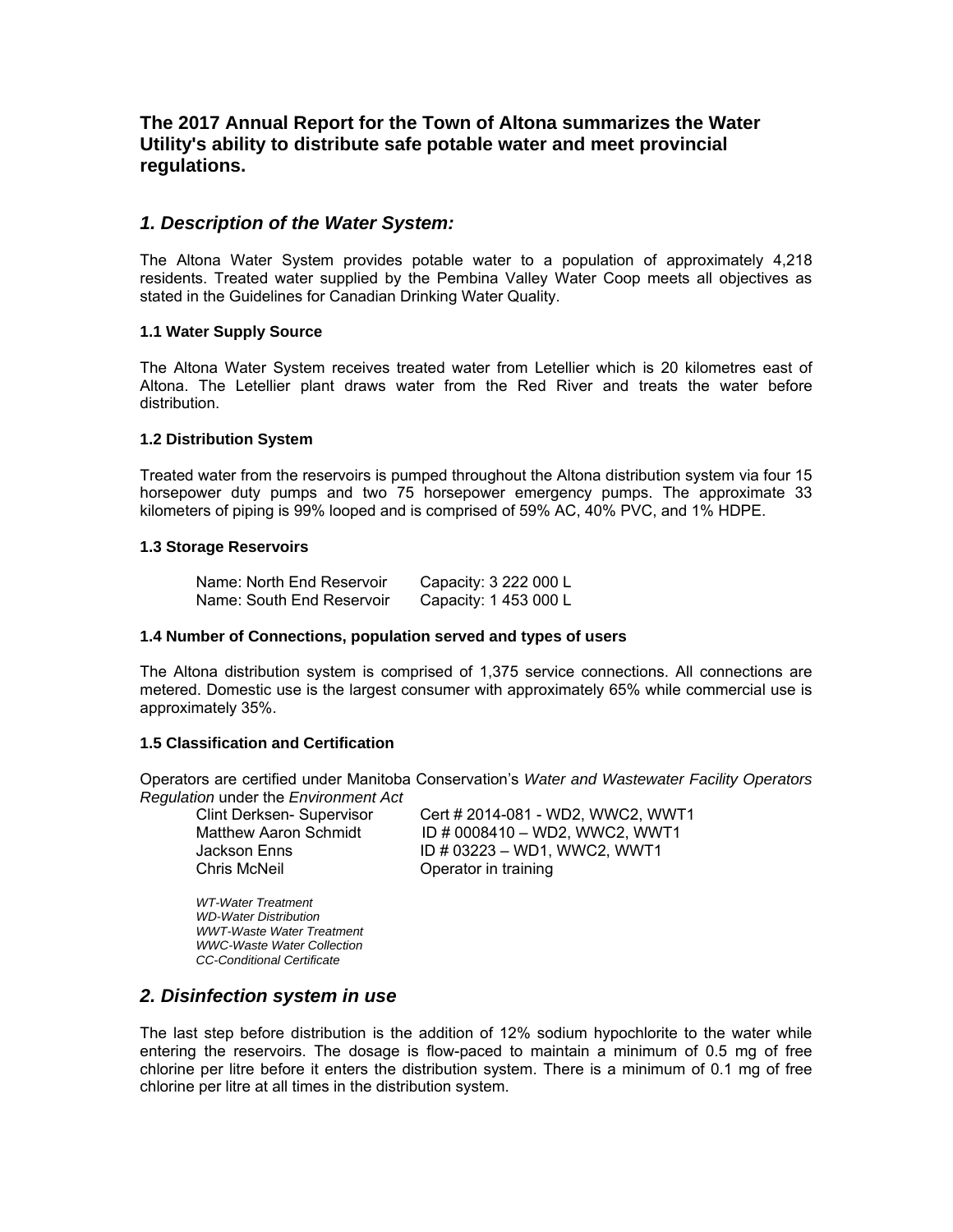**The 2017 Annual Report for the Town of Altona summarizes the Water Utility's ability to distribute safe potable water and meet provincial regulations.**

## *1. Description of the Water System:*

The Altona Water System provides potable water to a population of approximately 4,218 residents. Treated water supplied by the Pembina Valley Water Coop meets all objectives as stated in the Guidelines for Canadian Drinking Water Quality.

### 1.1 Water Supply Source

The Altona Water System receives treated water from Letellier which is 20 kilometres east of Altona. The Letellier plant draws water from the Red River and treats the water before distribution.

### 1.2 Distribution System

Treated water from the reservoirs is pumped throughout the Altona distribution system via four 15 horsepower duty pumps and two 75 horsepower emergency pumps. The approximate 33 kilometers of piping is 99% looped and is comprised of 59% AC, 40% PVC, and 1% HDPE.

### 1.3 Storage Reservoirs

| | |
|---|---|
| Name: North End Reservoir | Capacity: 3 222 000 L |
| Name: South End Reservoir | Capacity: 1 453 000 L |

### 1.4 Number of Connections, population served and types of users

The Altona distribution system is comprised of 1,375 service connections. All connections are metered. Domestic use is the largest consumer with approximately 65% while commercial use is approximately 35%.

### 1.5 Classification and Certification

Operators are certified under Manitoba Conservation's *Water and Wastewater Facility Operators Regulation* under the *Environment Act*

| | |
|---|---|
| Clint Derksen- Supervisor | Cert # 2014-081 - WD2, WWC2, WWT1 |
| Matthew Aaron Schmidt | ID # 0008410 – WD2, WWC2, WWT1 |
| Jackson Enns | ID # 03223 – WD1, WWC2, WWT1 |
| Chris McNeil | Operator in training |

*WT-Water Treatment*
*WD-Water Distribution*
*WWT-Waste Water Treatment*
*WWC-Waste Water Collection*
*CC-Conditional Certificate*

## *2. Disinfection system in use*

The last step before distribution is the addition of 12% sodium hypochlorite to the water while entering the reservoirs. The dosage is flow-paced to maintain a minimum of 0.5 mg of free chlorine per litre before it enters the distribution system. There is a minimum of 0.1 mg of free chlorine per litre at all times in the distribution system.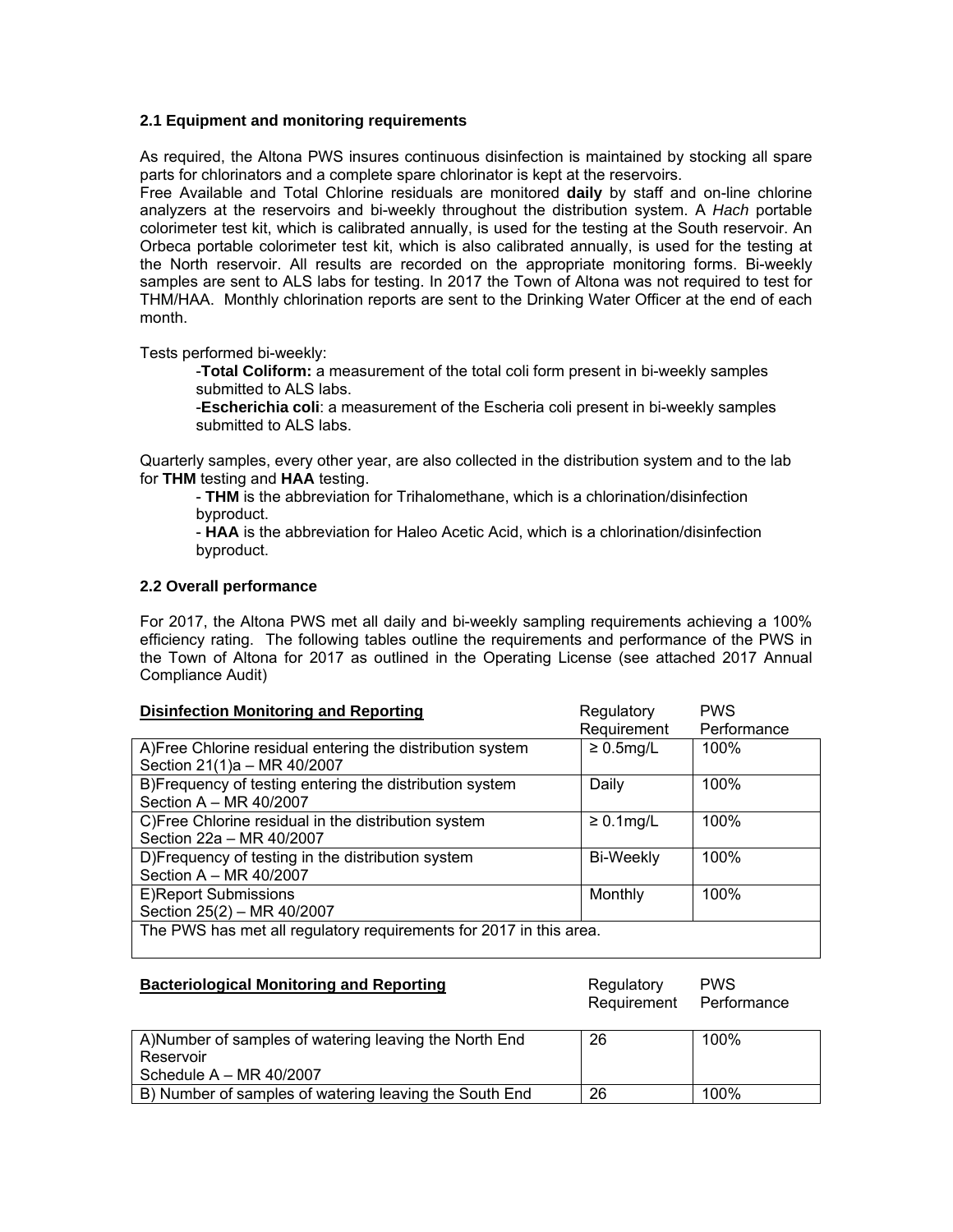### 2.1 Equipment and monitoring requirements

As required, the Altona PWS insures continuous disinfection is maintained by stocking all spare parts for chlorinators and a complete spare chlorinator is kept at the reservoirs.
Free Available and Total Chlorine residuals are monitored **daily** by staff and on-line chlorine analyzers at the reservoirs and bi-weekly throughout the distribution system. A *Hach* portable colorimeter test kit, which is calibrated annually, is used for the testing at the South reservoir. An Orbeca portable colorimeter test kit, which is also calibrated annually, is used for the testing at the North reservoir. All results are recorded on the appropriate monitoring forms. Bi-weekly samples are sent to ALS labs for testing. In 2017 the Town of Altona was not required to test for THM/HAA. Monthly chlorination reports are sent to the Drinking Water Officer at the end of each month.

Tests performed bi-weekly:

- **Total Coliform:** a measurement of the total coli form present in bi-weekly samples submitted to ALS labs.
- **Escherichia coli**: a measurement of the Escheria coli present in bi-weekly samples submitted to ALS labs.

Quarterly samples, every other year, are also collected in the distribution system and to the lab for **THM** testing and **HAA** testing.

- **THM** is the abbreviation for Trihalomethane, which is a chlorination/disinfection byproduct.
- **HAA** is the abbreviation for Haleo Acetic Acid, which is a chlorination/disinfection byproduct.

### 2.2 Overall performance

For 2017, the Altona PWS met all daily and bi-weekly sampling requirements achieving a 100% efficiency rating. The following tables outline the requirements and performance of the PWS in the Town of Altona for 2017 as outlined in the Operating License (see attached 2017 Annual Compliance Audit)

| **Disinfection Monitoring and Reporting** | Regulatory Requirement | PWS Performance |
|---|---|---|
| A)Free Chlorine residual entering the distribution system Section 21(1)a – MR 40/2007 | ≥ 0.5mg/L | 100% |
| B)Frequency of testing entering the distribution system Section A – MR 40/2007 | Daily | 100% |
| C)Free Chlorine residual in the distribution system Section 22a – MR 40/2007 | ≥ 0.1mg/L | 100% |
| D)Frequency of testing in the distribution system Section A – MR 40/2007 | Bi-Weekly | 100% |
| E)Report Submissions Section 25(2) – MR 40/2007 | Monthly | 100% |
| The PWS has met all regulatory requirements for 2017 in this area. | | |

| **Bacteriological Monitoring and Reporting** | Regulatory Requirement | PWS Performance |
|---|---|---|
| A)Number of samples of watering leaving the North End Reservoir Schedule A – MR 40/2007 | 26 | 100% |
| B) Number of samples of watering leaving the South End | 26 | 100% |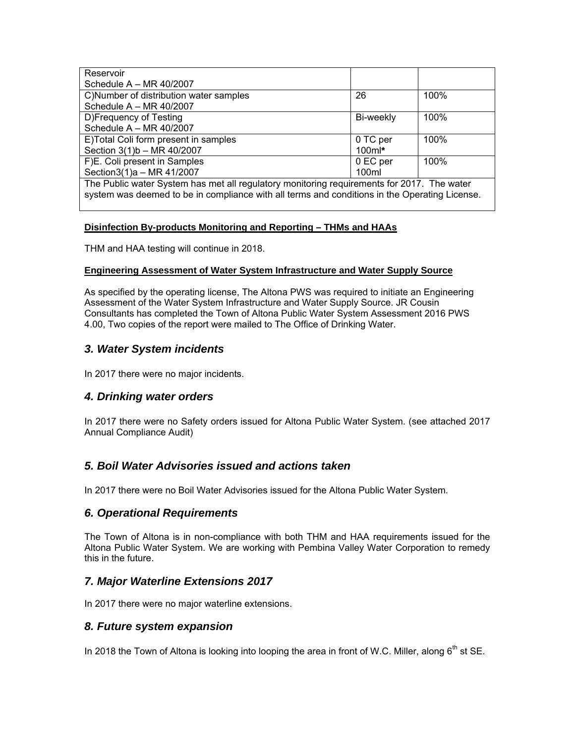| | | |
|---|---|---|
| Reservoir<br>Schedule A – MR 40/2007 | | |
| C)Number of distribution water samples<br>Schedule A – MR 40/2007 | 26 | 100% |
| D)Frequency of Testing<br>Schedule A – MR 40/2007 | Bi-weekly | 100% |
| E)Total Coli form present in samples<br>Section 3(1)b – MR 40/2007 | 0 TC per 100ml* | 100% |
| F)E. Coli present in Samples<br>Section3(1)a – MR 41/2007 | 0 EC per 100ml | 100% |
| The Public water System has met all regulatory monitoring requirements for 2017. The water system was deemed to be in compliance with all terms and conditions in the Operating License. | | |

**Disinfection By-products Monitoring and Reporting – THMs and HAAs**

THM and HAA testing will continue in 2018.

**Engineering Assessment of Water System Infrastructure and Water Supply Source**

As specified by the operating license, The Altona PWS was required to initiate an Engineering Assessment of the Water System Infrastructure and Water Supply Source. JR Cousin Consultants has completed the Town of Altona Public Water System Assessment 2016 PWS 4.00, Two copies of the report were mailed to The Office of Drinking Water.

## *3. Water System incidents*

In 2017 there were no major incidents.

## *4. Drinking water orders*

In 2017 there were no Safety orders issued for Altona Public Water System. (see attached 2017 Annual Compliance Audit)

## *5. Boil Water Advisories issued and actions taken*

In 2017 there were no Boil Water Advisories issued for the Altona Public Water System.

## *6. Operational Requirements*

The Town of Altona is in non-compliance with both THM and HAA requirements issued for the Altona Public Water System. We are working with Pembina Valley Water Corporation to remedy this in the future.

## *7. Major Waterline Extensions 2017*

In 2017 there were no major waterline extensions.

## *8. Future system expansion*

In 2018 the Town of Altona is looking into looping the area in front of W.C. Miller, along 6th st SE.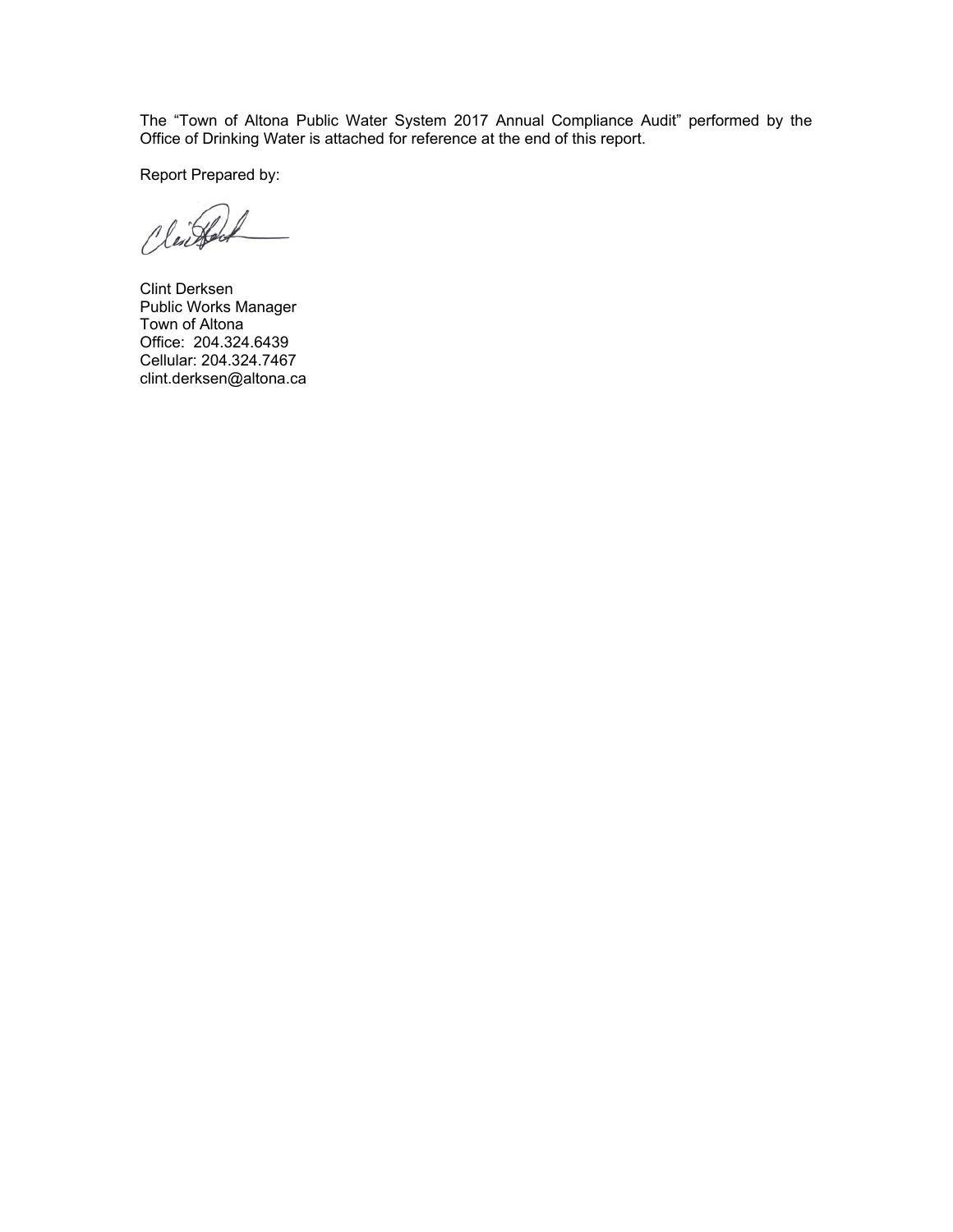The "Town of Altona Public Water System 2017 Annual Compliance Audit" performed by the Office of Drinking Water is attached for reference at the end of this report.

Report Prepared by:

Clint Derksen
Public Works Manager
Town of Altona
Office: 204.324.6439
Cellular: 204.324.7467
clint.derksen@altona.ca